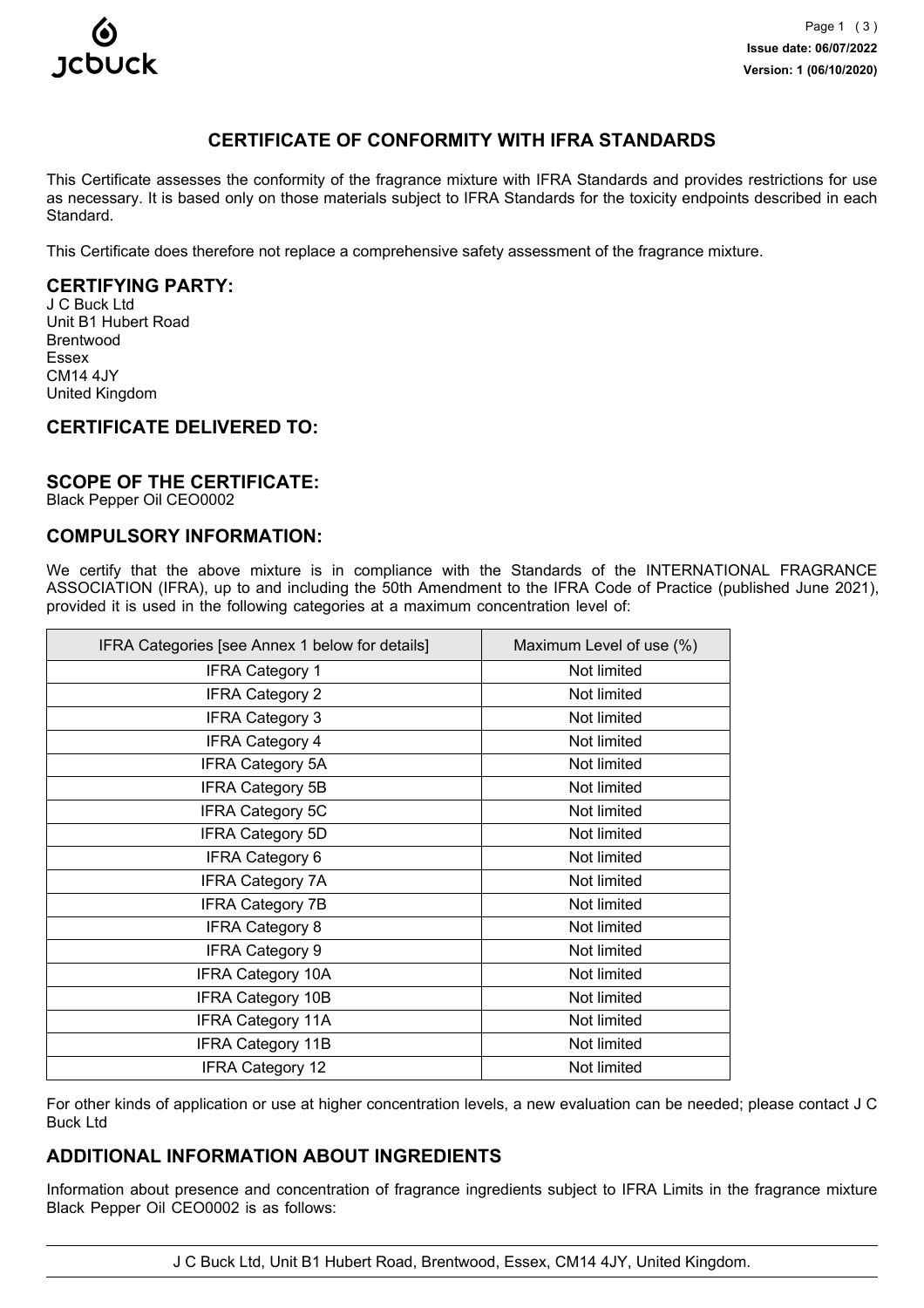# CERTIFICATE OF CONFORMITY WITH IFRA STANDARDS

This Certificate assesses the conformity of the fragrance mixture with IFRA Standards and provides restrictions for use as necessary. It is based only on those materials subject to IFRA Standards for the toxicity endpoints described in each Standard.

This Certificate does therefore not replace a comprehensive safety assessment of the fragrance mixture.

## CERTIFYING PARTY:

J C Buck Ltd
Unit B1 Hubert Road
Brentwood
Essex
CM14 4JY
United Kingdom

## CERTIFICATE DELIVERED TO:

## SCOPE OF THE CERTIFICATE:

Black Pepper Oil CEO0002

## COMPULSORY INFORMATION:

We certify that the above mixture is in compliance with the Standards of the INTERNATIONAL FRAGRANCE ASSOCIATION (IFRA), up to and including the 50th Amendment to the IFRA Code of Practice (published June 2021), provided it is used in the following categories at a maximum concentration level of:

| IFRA Categories [see Annex 1 below for details] | Maximum Level of use (%) |
|---|---|
| IFRA Category 1 | Not limited |
| IFRA Category 2 | Not limited |
| IFRA Category 3 | Not limited |
| IFRA Category 4 | Not limited |
| IFRA Category 5A | Not limited |
| IFRA Category 5B | Not limited |
| IFRA Category 5C | Not limited |
| IFRA Category 5D | Not limited |
| IFRA Category 6 | Not limited |
| IFRA Category 7A | Not limited |
| IFRA Category 7B | Not limited |
| IFRA Category 8 | Not limited |
| IFRA Category 9 | Not limited |
| IFRA Category 10A | Not limited |
| IFRA Category 10B | Not limited |
| IFRA Category 11A | Not limited |
| IFRA Category 11B | Not limited |
| IFRA Category 12 | Not limited |

For other kinds of application or use at higher concentration levels, a new evaluation can be needed; please contact J C Buck Ltd

## ADDITIONAL INFORMATION ABOUT INGREDIENTS

Information about presence and concentration of fragrance ingredients subject to IFRA Limits in the fragrance mixture Black Pepper Oil CEO0002 is as follows: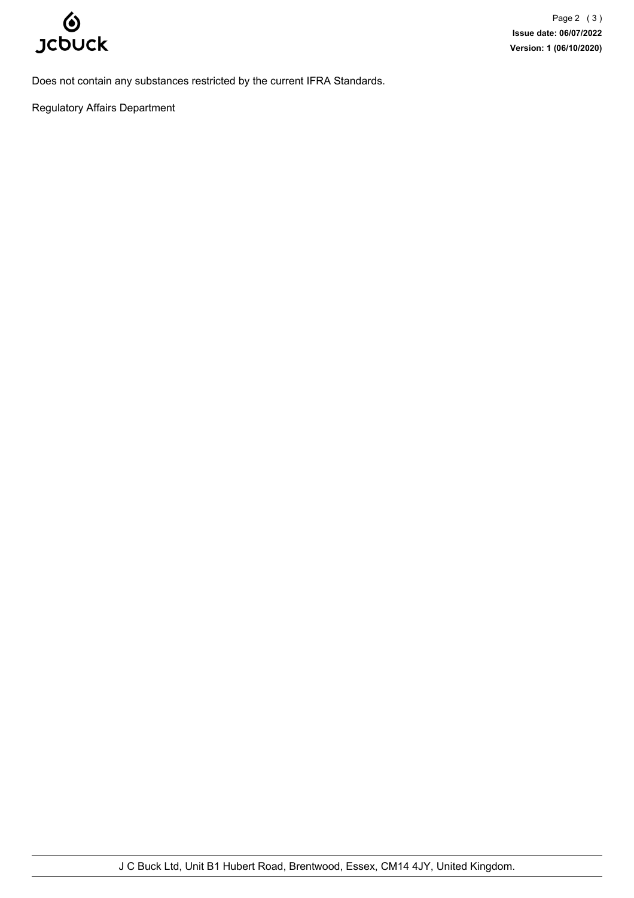Does not contain any substances restricted by the current IFRA Standards.

Regulatory Affairs Department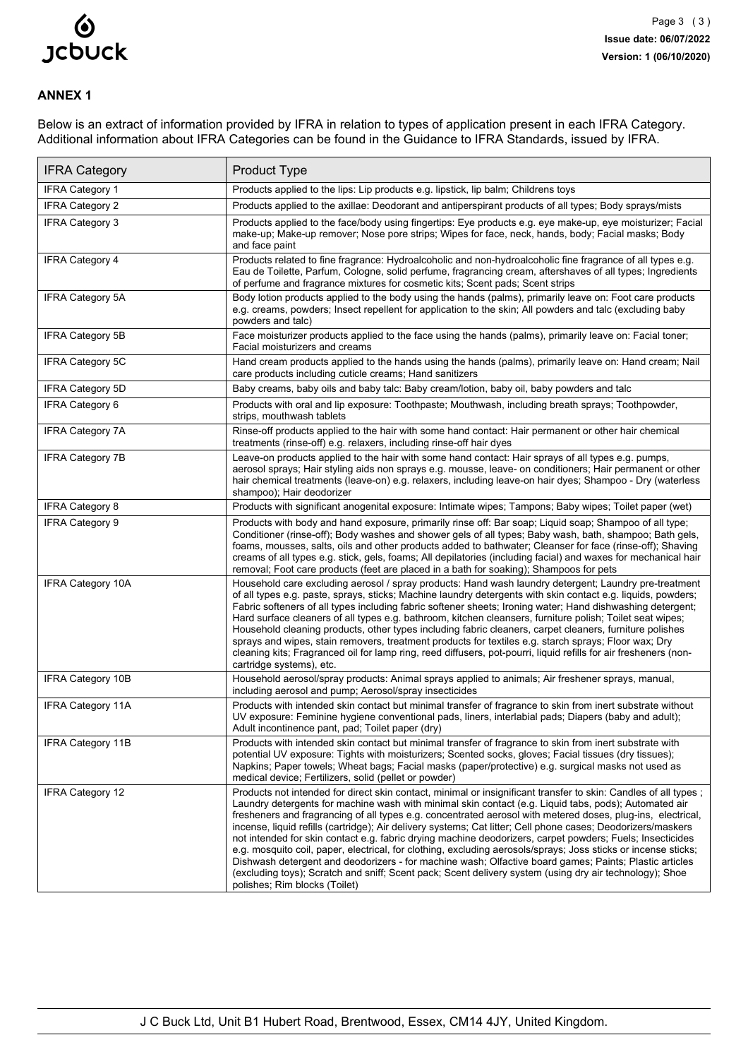## ANNEX 1

Below is an extract of information provided by IFRA in relation to types of application present in each IFRA Category. Additional information about IFRA Categories can be found in the Guidance to IFRA Standards, issued by IFRA.

| IFRA Category | Product Type |
|---|---|
| IFRA Category 1 | Products applied to the lips: Lip products e.g. lipstick, lip balm; Childrens toys |
| IFRA Category 2 | Products applied to the axillae: Deodorant and antiperspirant products of all types; Body sprays/mists |
| IFRA Category 3 | Products applied to the face/body using fingertips: Eye products e.g. eye make-up, eye moisturizer; Facial make-up; Make-up remover; Nose pore strips; Wipes for face, neck, hands, body; Facial masks; Body and face paint |
| IFRA Category 4 | Products related to fine fragrance: Hydroalcoholic and non-hydroalcoholic fine fragrance of all types e.g. Eau de Toilette, Parfum, Cologne, solid perfume, fragrancing cream, aftershaves of all types; Ingredients of perfume and fragrance mixtures for cosmetic kits; Scent pads; Scent strips |
| IFRA Category 5A | Body lotion products applied to the body using the hands (palms), primarily leave on: Foot care products e.g. creams, powders; Insect repellent for application to the skin; All powders and talc (excluding baby powders and talc) |
| IFRA Category 5B | Face moisturizer products applied to the face using the hands (palms), primarily leave on: Facial toner; Facial moisturizers and creams |
| IFRA Category 5C | Hand cream products applied to the hands using the hands (palms), primarily leave on: Hand cream; Nail care products including cuticle creams; Hand sanitizers |
| IFRA Category 5D | Baby creams, baby oils and baby talc: Baby cream/lotion, baby oil, baby powders and talc |
| IFRA Category 6 | Products with oral and lip exposure: Toothpaste; Mouthwash, including breath sprays; Toothpowder, strips, mouthwash tablets |
| IFRA Category 7A | Rinse-off products applied to the hair with some hand contact: Hair permanent or other hair chemical treatments (rinse-off) e.g. relaxers, including rinse-off hair dyes |
| IFRA Category 7B | Leave-on products applied to the hair with some hand contact: Hair sprays of all types e.g. pumps, aerosol sprays; Hair styling aids non sprays e.g. mousse, leave- on conditioners; Hair permanent or other hair chemical treatments (leave-on) e.g. relaxers, including leave-on hair dyes; Shampoo - Dry (waterless shampoo); Hair deodorizer |
| IFRA Category 8 | Products with significant anogenital exposure: Intimate wipes; Tampons; Baby wipes; Toilet paper (wet) |
| IFRA Category 9 | Products with body and hand exposure, primarily rinse off: Bar soap; Liquid soap; Shampoo of all type; Conditioner (rinse-off); Body washes and shower gels of all types; Baby wash, bath, shampoo; Bath gels, foams, mousses, salts, oils and other products added to bathwater; Cleanser for face (rinse-off); Shaving creams of all types e.g. stick, gels, foams; All depilatories (including facial) and waxes for mechanical hair removal; Foot care products (feet are placed in a bath for soaking); Shampoos for pets |
| IFRA Category 10A | Household care excluding aerosol / spray products: Hand wash laundry detergent; Laundry pre-treatment of all types e.g. paste, sprays, sticks; Machine laundry detergents with skin contact e.g. liquids, powders; Fabric softeners of all types including fabric softener sheets; Ironing water; Hand dishwashing detergent; Hard surface cleaners of all types e.g. bathroom, kitchen cleansers, furniture polish; Toilet seat wipes; Household cleaning products, other types including fabric cleaners, carpet cleaners, furniture polishes sprays and wipes, stain removers, treatment products for textiles e.g. starch sprays; Floor wax; Dry cleaning kits; Fragranced oil for lamp ring, reed diffusers, pot-pourri, liquid refills for air fresheners (non-cartridge systems), etc. |
| IFRA Category 10B | Household aerosol/spray products: Animal sprays applied to animals; Air freshener sprays, manual, including aerosol and pump; Aerosol/spray insecticides |
| IFRA Category 11A | Products with intended skin contact but minimal transfer of fragrance to skin from inert substrate without UV exposure: Feminine hygiene conventional pads, liners, interlabial pads; Diapers (baby and adult); Adult incontinence pant, pad; Toilet paper (dry) |
| IFRA Category 11B | Products with intended skin contact but minimal transfer of fragrance to skin from inert substrate with potential UV exposure: Tights with moisturizers; Scented socks, gloves; Facial tissues (dry tissues); Napkins; Paper towels; Wheat bags; Facial masks (paper/protective) e.g. surgical masks not used as medical device; Fertilizers, solid (pellet or powder) |
| IFRA Category 12 | Products not intended for direct skin contact, minimal or insignificant transfer to skin: Candles of all types ; Laundry detergents for machine wash with minimal skin contact (e.g. Liquid tabs, pods); Automated air fresheners and fragrancing of all types e.g. concentrated aerosol with metered doses, plug-ins, electrical, incense, liquid refills (cartridge); Air delivery systems; Cat litter; Cell phone cases; Deodorizers/maskers not intended for skin contact e.g. fabric drying machine deodorizers, carpet powders; Fuels; Insecticides e.g. mosquito coil, paper, electrical, for clothing, excluding aerosols/sprays; Joss sticks or incense sticks; Dishwash detergent and deodorizers - for machine wash; Olfactive board games; Paints; Plastic articles (excluding toys); Scratch and sniff; Scent pack; Scent delivery system (using dry air technology); Shoe polishes; Rim blocks (Toilet) |